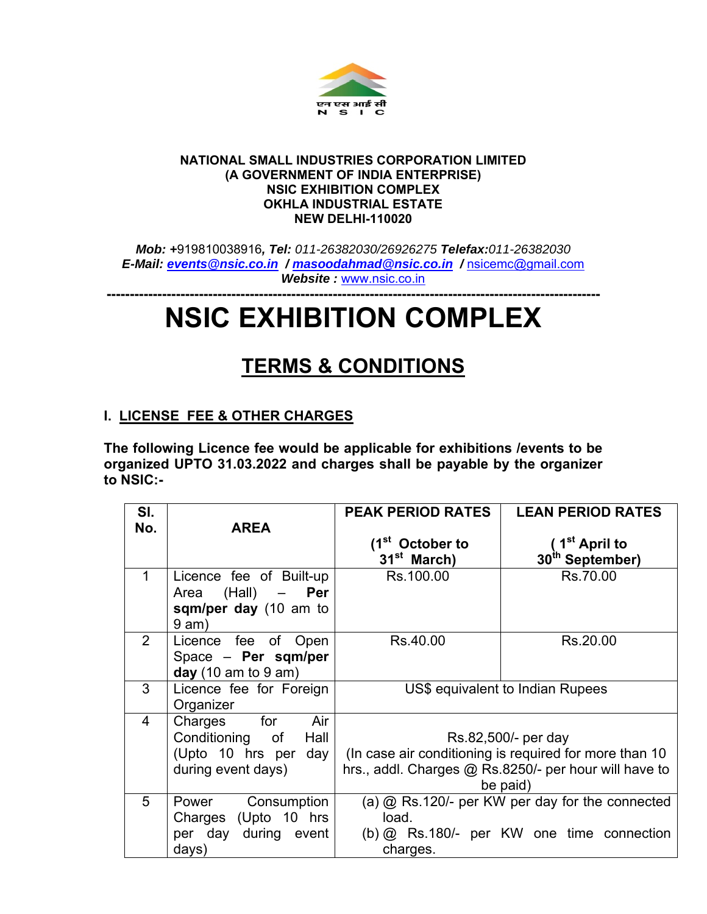एन एस आई सी
N S I C

**NATIONAL SMALL INDUSTRIES CORPORATION LIMITED**
**(A GOVERNMENT OF INDIA ENTERPRISE)**
**NSIC EXHIBITION COMPLEX**
**OKHLA INDUSTRIAL ESTATE**
**NEW DELHI-110020**

***Mob:*** +919810038916***, Tel:*** *011-26382030/26926275* ***Telefax:****011-26382030*
***E-Mail:*** ***events@nsic.co.in*** ***/ masoodahmad@nsic.co.in*** ***/*** nsicemc@gmail.com
***Website :*** www.nsic.co.in

---

# NSIC EXHIBITION COMPLEX

## TERMS & CONDITIONS

### I. LICENSE FEE & OTHER CHARGES

**The following Licence fee would be applicable for exhibitions /events to be organized UPTO 31.03.2022 and charges shall be payable by the organizer to NSIC:-**

| Sl. No. | AREA | PEAK PERIOD RATES (1st October to 31st March) | LEAN PERIOD RATES (1st April to 30th September) |
|---|---|---|---|
| 1 | Licence fee of Built-up Area (Hall) – **Per sqm/per day** (10 am to 9 am) | Rs.100.00 | Rs.70.00 |
| 2 | Licence fee of Open Space – **Per sqm/per day** (10 am to 9 am) | Rs.40.00 | Rs.20.00 |
| 3 | Licence fee for Foreign Organizer | US$ equivalent to Indian Rupees | |
| 4 | Charges for Air Conditioning of Hall (Upto 10 hrs per day during event days) | Rs.82,500/- per day (In case air conditioning is required for more than 10 hrs., addl. Charges @ Rs.8250/- per hour will have to be paid) | |
| 5 | Power Consumption Charges (Upto 10 hrs per day during event days) | (a) @ Rs.120/- per KW per day for the connected load. (b) @ Rs.180/- per KW one time connection charges. | |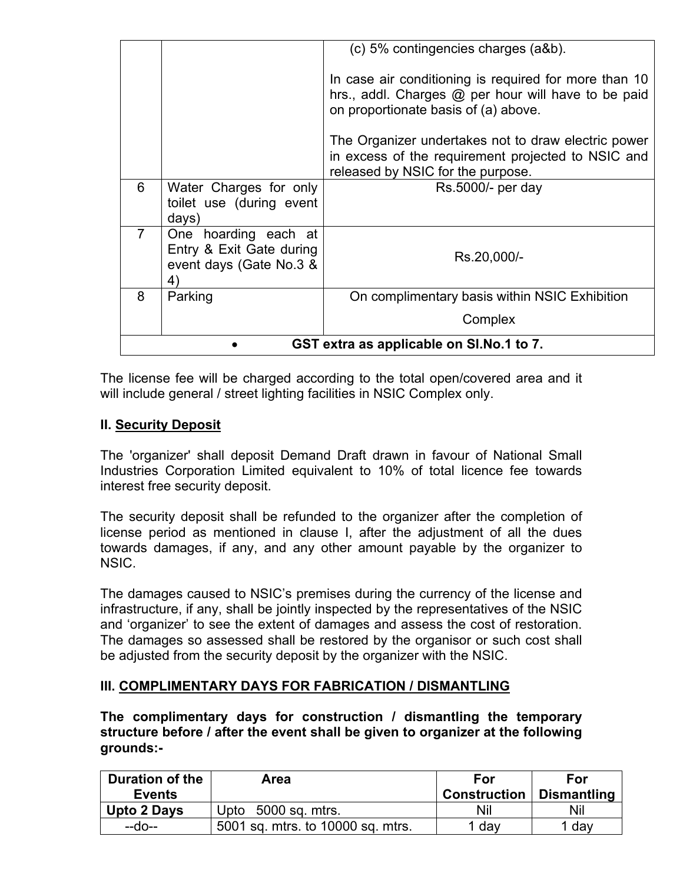| | | |
|---|---|---|
| | | (c) 5% contingencies charges (a&b).<br><br>In case air conditioning is required for more than 10 hrs., addl. Charges @ per hour will have to be paid on proportionate basis of (a) above.<br><br>The Organizer undertakes not to draw electric power in excess of the requirement projected to NSIC and released by NSIC for the purpose. |
| 6 | Water Charges for only toilet use (during event days) | Rs.5000/- per day |
| 7 | One hoarding each at Entry & Exit Gate during event days (Gate No.3 & 4) | Rs.20,000/- |
| 8 | Parking | On complimentary basis within NSIC Exhibition Complex |
| | • **GST extra as applicable on Sl.No.1 to 7.** | |

The license fee will be charged according to the total open/covered area and it will include general / street lighting facilities in NSIC Complex only.

### II. Security Deposit

The 'organizer' shall deposit Demand Draft drawn in favour of National Small Industries Corporation Limited equivalent to 10% of total licence fee towards interest free security deposit.

The security deposit shall be refunded to the organizer after the completion of license period as mentioned in clause I, after the adjustment of all the dues towards damages, if any, and any other amount payable by the organizer to NSIC.

The damages caused to NSIC's premises during the currency of the license and infrastructure, if any, shall be jointly inspected by the representatives of the NSIC and 'organizer' to see the extent of damages and assess the cost of restoration. The damages so assessed shall be restored by the organisor or such cost shall be adjusted from the security deposit by the organizer with the NSIC.

### III. COMPLIMENTARY DAYS FOR FABRICATION / DISMANTLING

**The complimentary days for construction / dismantling the temporary structure before / after the event shall be given to organizer at the following grounds:-**

| Duration of the Events | Area | For Construction | For Dismantling |
|---|---|---|---|
| **Upto 2 Days** | Upto 5000 sq. mtrs. | Nil | Nil |
| --do-- | 5001 sq. mtrs. to 10000 sq. mtrs. | 1 day | 1 day |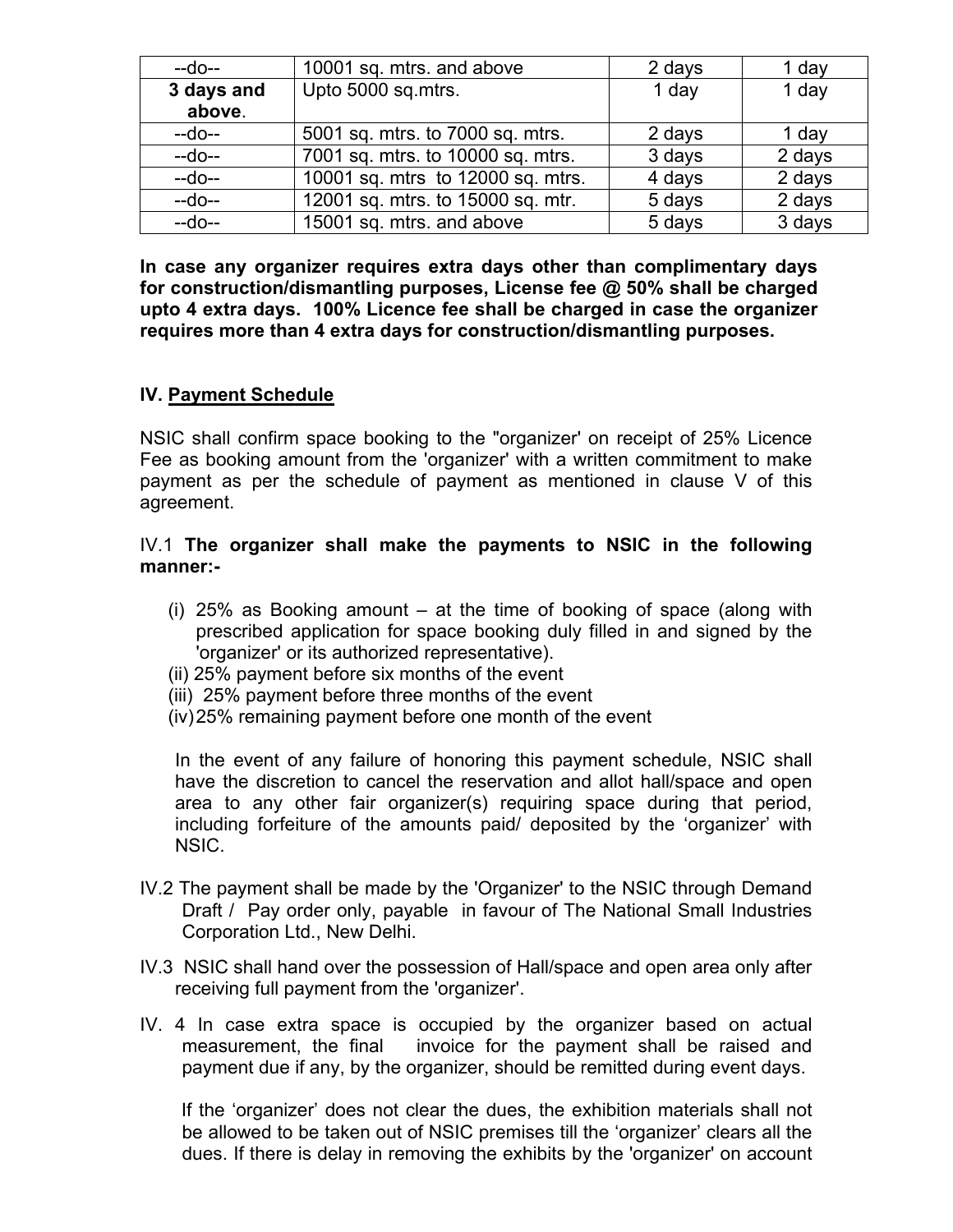| | | | |
|---|---|---|---|
| --do-- | 10001 sq. mtrs. and above | 2 days | 1 day |
| **3 days and above**. | Upto 5000 sq.mtrs. | 1 day | 1 day |
| --do-- | 5001 sq. mtrs. to 7000 sq. mtrs. | 2 days | 1 day |
| --do-- | 7001 sq. mtrs. to 10000 sq. mtrs. | 3 days | 2 days |
| --do-- | 10001 sq. mtrs to 12000 sq. mtrs. | 4 days | 2 days |
| --do-- | 12001 sq. mtrs. to 15000 sq. mtr. | 5 days | 2 days |
| --do-- | 15001 sq. mtrs. and above | 5 days | 3 days |

**In case any organizer requires extra days other than complimentary days for construction/dismantling purposes, License fee @ 50% shall be charged upto 4 extra days. 100% Licence fee shall be charged in case the organizer requires more than 4 extra days for construction/dismantling purposes.**

## IV. Payment Schedule

NSIC shall confirm space booking to the "organizer' on receipt of 25% Licence Fee as booking amount from the 'organizer' with a written commitment to make payment as per the schedule of payment as mentioned in clause V of this agreement.

IV.1 **The organizer shall make the payments to NSIC in the following manner:-**

(i) 25% as Booking amount – at the time of booking of space (along with prescribed application for space booking duly filled in and signed by the 'organizer' or its authorized representative).
(ii) 25% payment before six months of the event
(iii) 25% payment before three months of the event
(iv) 25% remaining payment before one month of the event

In the event of any failure of honoring this payment schedule, NSIC shall have the discretion to cancel the reservation and allot hall/space and open area to any other fair organizer(s) requiring space during that period, including forfeiture of the amounts paid/ deposited by the 'organizer' with NSIC.

IV.2 The payment shall be made by the 'Organizer' to the NSIC through Demand Draft / Pay order only, payable in favour of The National Small Industries Corporation Ltd., New Delhi.

IV.3 NSIC shall hand over the possession of Hall/space and open area only after receiving full payment from the 'organizer'.

IV. 4 In case extra space is occupied by the organizer based on actual measurement, the final invoice for the payment shall be raised and payment due if any, by the organizer, should be remitted during event days.

If the 'organizer' does not clear the dues, the exhibition materials shall not be allowed to be taken out of NSIC premises till the 'organizer' clears all the dues. If there is delay in removing the exhibits by the 'organizer' on account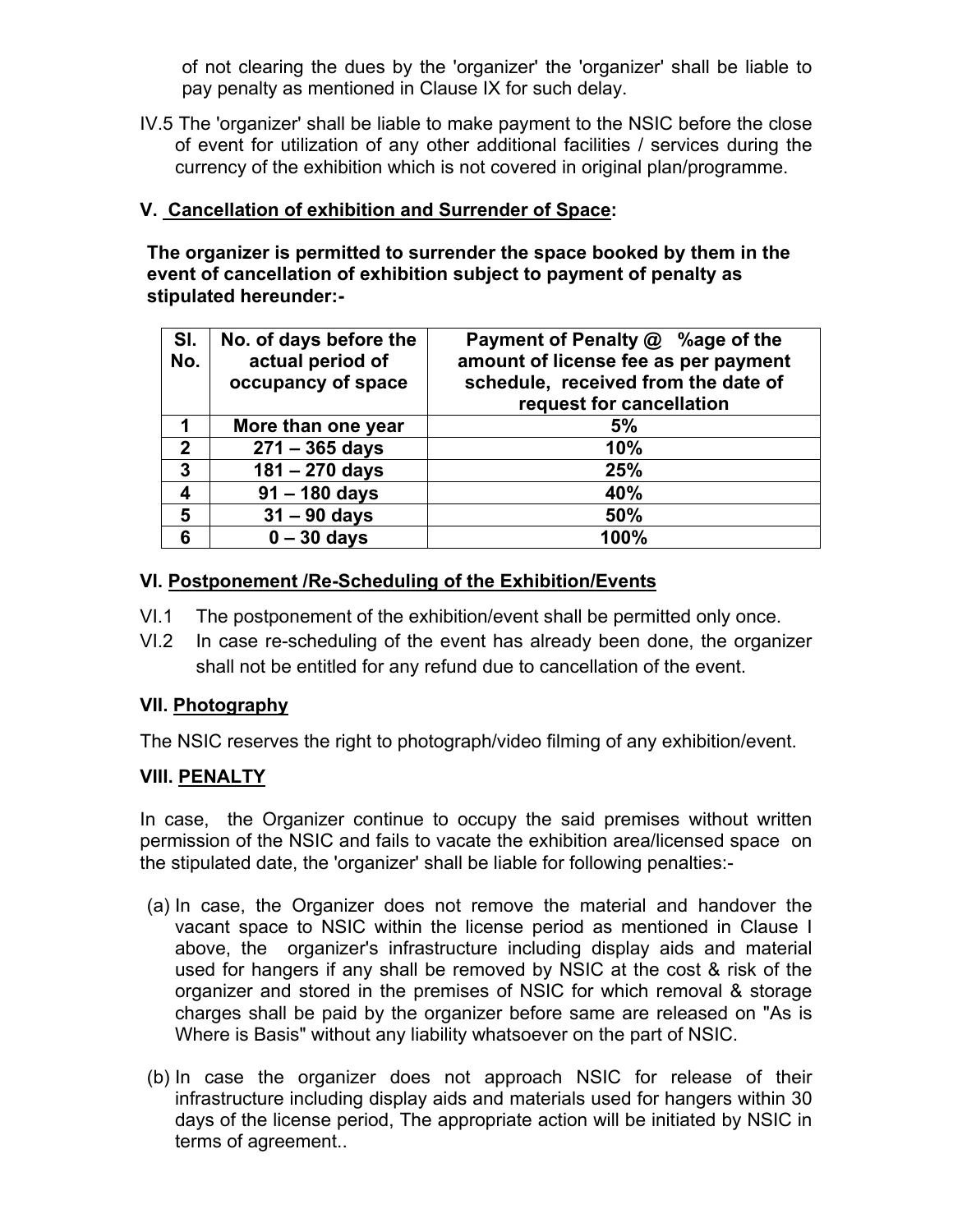of not clearing the dues by the 'organizer' the 'organizer' shall be liable to pay penalty as mentioned in Clause IX for such delay.

IV.5 The 'organizer' shall be liable to make payment to the NSIC before the close of event for utilization of any other additional facilities / services during the currency of the exhibition which is not covered in original plan/programme.

## V. Cancellation of exhibition and Surrender of Space:

**The organizer is permitted to surrender the space booked by them in the event of cancellation of exhibition subject to payment of penalty as stipulated hereunder:-**

| Sl. No. | No. of days before the actual period of occupancy of space | Payment of Penalty @ %age of the amount of license fee as per payment schedule, received from the date of request for cancellation |
|---|---|---|
| 1 | More than one year | 5% |
| 2 | 271 – 365 days | 10% |
| 3 | 181 – 270 days | 25% |
| 4 | 91 – 180 days | 40% |
| 5 | 31 – 90 days | 50% |
| 6 | 0 – 30 days | 100% |

## VI. Postponement /Re-Scheduling of the Exhibition/Events

VI.1 The postponement of the exhibition/event shall be permitted only once.

VI.2 In case re-scheduling of the event has already been done, the organizer shall not be entitled for any refund due to cancellation of the event.

## VII. Photography

The NSIC reserves the right to photograph/video filming of any exhibition/event.

## VIII. PENALTY

In case, the Organizer continue to occupy the said premises without written permission of the NSIC and fails to vacate the exhibition area/licensed space on the stipulated date, the 'organizer' shall be liable for following penalties:-

(a) In case, the Organizer does not remove the material and handover the vacant space to NSIC within the license period as mentioned in Clause I above, the organizer's infrastructure including display aids and material used for hangers if any shall be removed by NSIC at the cost & risk of the organizer and stored in the premises of NSIC for which removal & storage charges shall be paid by the organizer before same are released on "As is Where is Basis" without any liability whatsoever on the part of NSIC.

(b) In case the organizer does not approach NSIC for release of their infrastructure including display aids and materials used for hangers within 30 days of the license period, The appropriate action will be initiated by NSIC in terms of agreement..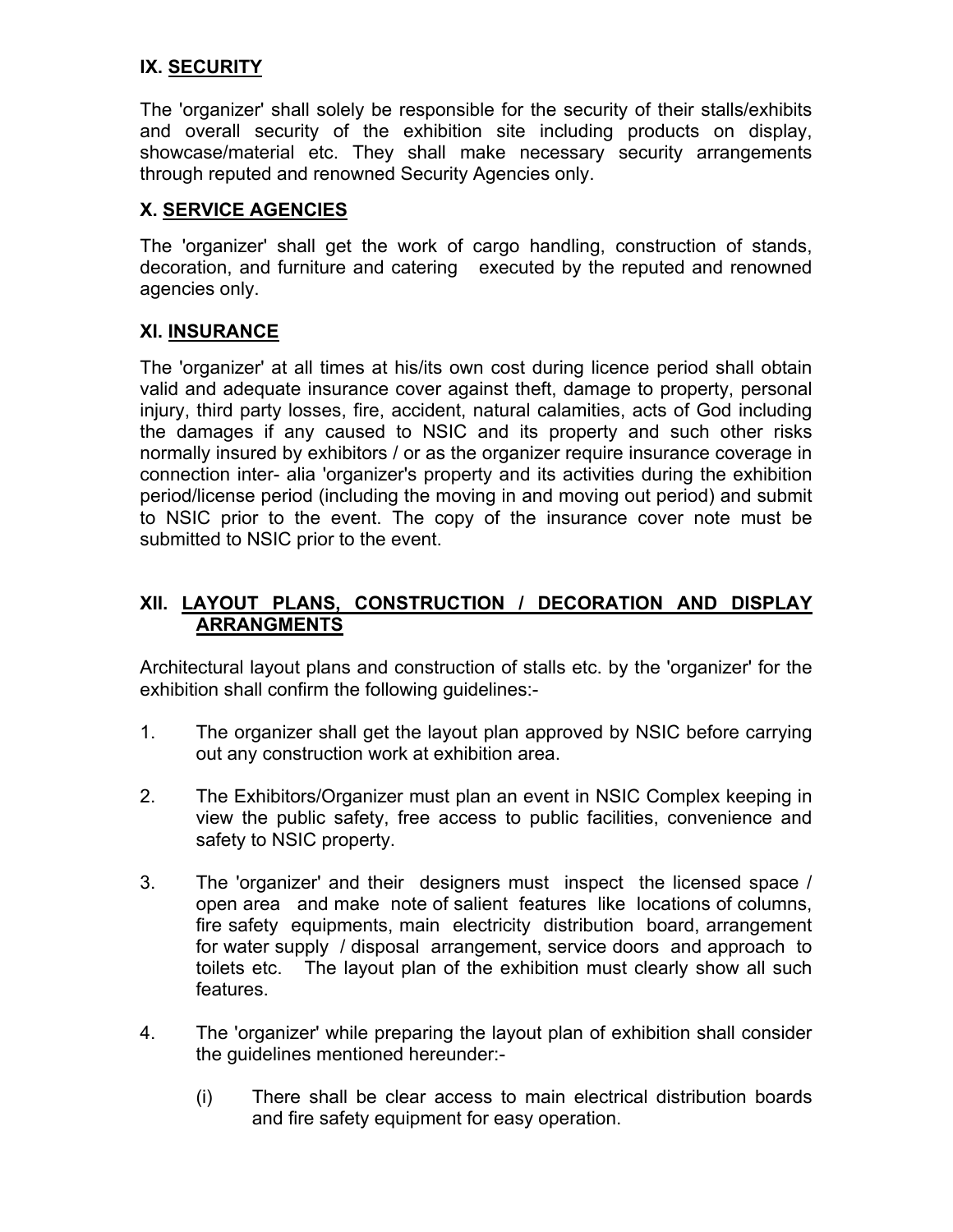## IX. SECURITY

The 'organizer' shall solely be responsible for the security of their stalls/exhibits and overall security of the exhibition site including products on display, showcase/material etc. They shall make necessary security arrangements through reputed and renowned Security Agencies only.

## X. SERVICE AGENCIES

The 'organizer' shall get the work of cargo handling, construction of stands, decoration, and furniture and catering executed by the reputed and renowned agencies only.

## XI. INSURANCE

The 'organizer' at all times at his/its own cost during licence period shall obtain valid and adequate insurance cover against theft, damage to property, personal injury, third party losses, fire, accident, natural calamities, acts of God including the damages if any caused to NSIC and its property and such other risks normally insured by exhibitors / or as the organizer require insurance coverage in connection inter- alia 'organizer's property and its activities during the exhibition period/license period (including the moving in and moving out period) and submit to NSIC prior to the event. The copy of the insurance cover note must be submitted to NSIC prior to the event.

## XII. LAYOUT PLANS, CONSTRUCTION / DECORATION AND DISPLAY ARRANGMENTS

Architectural layout plans and construction of stalls etc. by the 'organizer' for the exhibition shall confirm the following guidelines:-

1. The organizer shall get the layout plan approved by NSIC before carrying out any construction work at exhibition area.

2. The Exhibitors/Organizer must plan an event in NSIC Complex keeping in view the public safety, free access to public facilities, convenience and safety to NSIC property.

3. The 'organizer' and their designers must inspect the licensed space / open area and make note of salient features like locations of columns, fire safety equipments, main electricity distribution board, arrangement for water supply / disposal arrangement, service doors and approach to toilets etc. The layout plan of the exhibition must clearly show all such features.

4. The 'organizer' while preparing the layout plan of exhibition shall consider the guidelines mentioned hereunder:-

   (i) There shall be clear access to main electrical distribution boards and fire safety equipment for easy operation.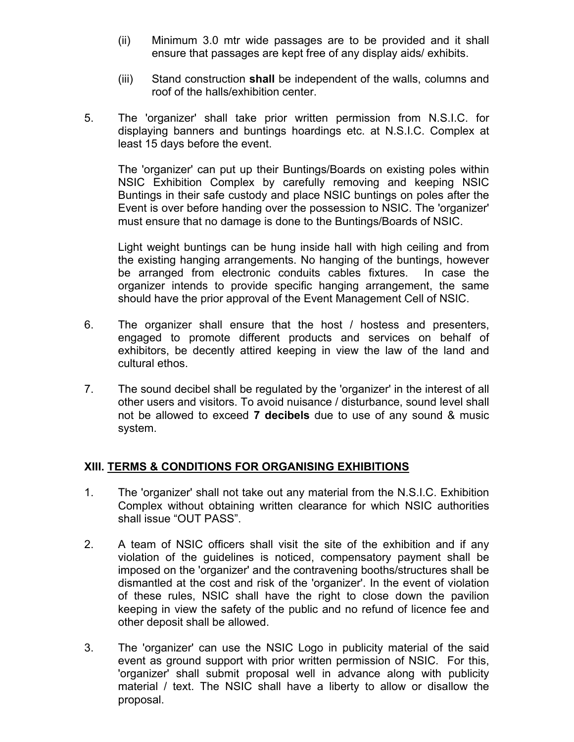(ii) Minimum 3.0 mtr wide passages are to be provided and it shall ensure that passages are kept free of any display aids/ exhibits.

(iii) Stand construction **shall** be independent of the walls, columns and roof of the halls/exhibition center.

5. The 'organizer' shall take prior written permission from N.S.I.C. for displaying banners and buntings hoardings etc. at N.S.I.C. Complex at least 15 days before the event.

   The 'organizer' can put up their Buntings/Boards on existing poles within NSIC Exhibition Complex by carefully removing and keeping NSIC Buntings in their safe custody and place NSIC buntings on poles after the Event is over before handing over the possession to NSIC. The 'organizer' must ensure that no damage is done to the Buntings/Boards of NSIC.

   Light weight buntings can be hung inside hall with high ceiling and from the existing hanging arrangements. No hanging of the buntings, however be arranged from electronic conduits cables fixtures. In case the organizer intends to provide specific hanging arrangement, the same should have the prior approval of the Event Management Cell of NSIC.

6. The organizer shall ensure that the host / hostess and presenters, engaged to promote different products and services on behalf of exhibitors, be decently attired keeping in view the law of the land and cultural ethos.

7. The sound decibel shall be regulated by the 'organizer' in the interest of all other users and visitors. To avoid nuisance / disturbance, sound level shall not be allowed to exceed **7 decibels** due to use of any sound & music system.

## XIII. TERMS & CONDITIONS FOR ORGANISING EXHIBITIONS

1. The 'organizer' shall not take out any material from the N.S.I.C. Exhibition Complex without obtaining written clearance for which NSIC authorities shall issue "OUT PASS".

2. A team of NSIC officers shall visit the site of the exhibition and if any violation of the guidelines is noticed, compensatory payment shall be imposed on the 'organizer' and the contravening booths/structures shall be dismantled at the cost and risk of the 'organizer'. In the event of violation of these rules, NSIC shall have the right to close down the pavilion keeping in view the safety of the public and no refund of licence fee and other deposit shall be allowed.

3. The 'organizer' can use the NSIC Logo in publicity material of the said event as ground support with prior written permission of NSIC. For this, 'organizer' shall submit proposal well in advance along with publicity material / text. The NSIC shall have a liberty to allow or disallow the proposal.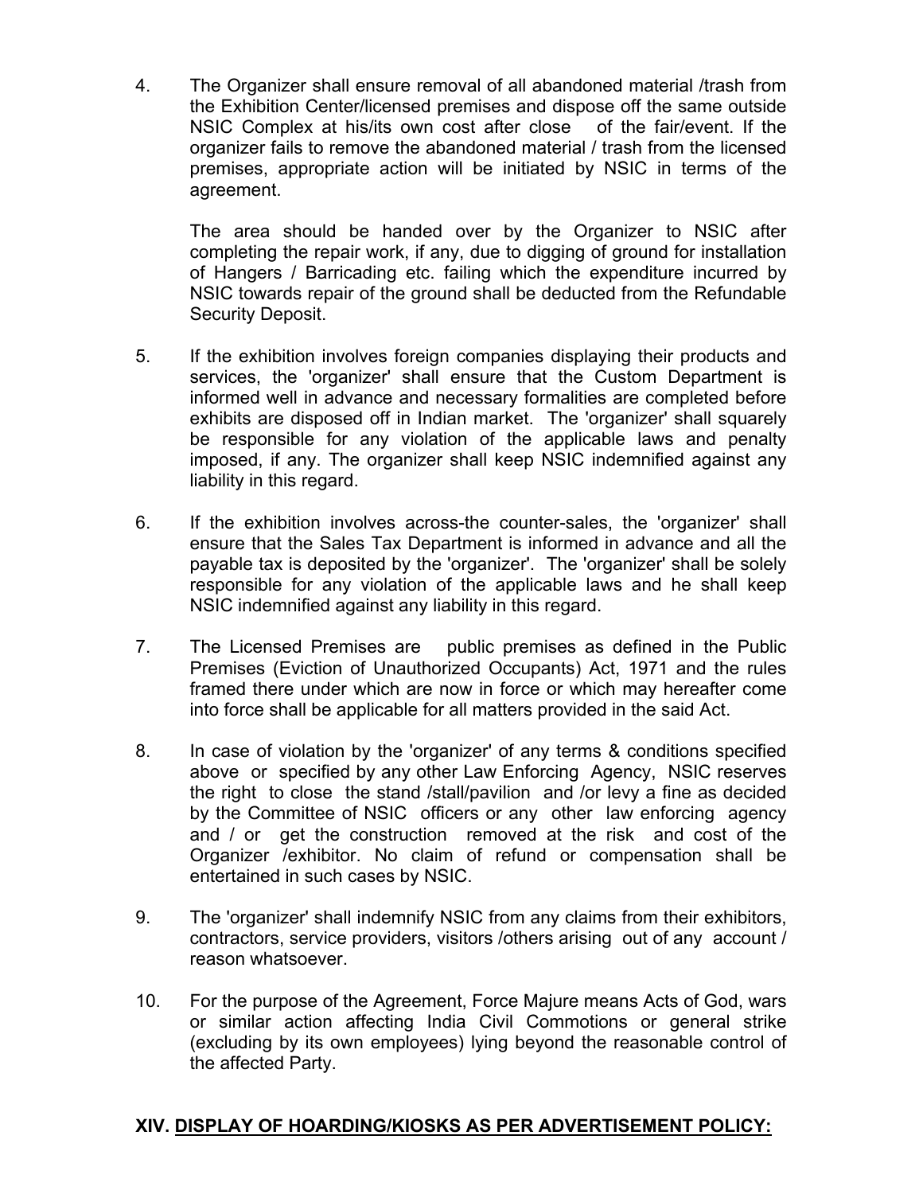4. The Organizer shall ensure removal of all abandoned material /trash from the Exhibition Center/licensed premises and dispose off the same outside NSIC Complex at his/its own cost after close of the fair/event. If the organizer fails to remove the abandoned material / trash from the licensed premises, appropriate action will be initiated by NSIC in terms of the agreement.

   The area should be handed over by the Organizer to NSIC after completing the repair work, if any, due to digging of ground for installation of Hangers / Barricading etc. failing which the expenditure incurred by NSIC towards repair of the ground shall be deducted from the Refundable Security Deposit.

5. If the exhibition involves foreign companies displaying their products and services, the 'organizer' shall ensure that the Custom Department is informed well in advance and necessary formalities are completed before exhibits are disposed off in Indian market. The 'organizer' shall squarely be responsible for any violation of the applicable laws and penalty imposed, if any. The organizer shall keep NSIC indemnified against any liability in this regard.

6. If the exhibition involves across-the counter-sales, the 'organizer' shall ensure that the Sales Tax Department is informed in advance and all the payable tax is deposited by the 'organizer'. The 'organizer' shall be solely responsible for any violation of the applicable laws and he shall keep NSIC indemnified against any liability in this regard.

7. The Licensed Premises are public premises as defined in the Public Premises (Eviction of Unauthorized Occupants) Act, 1971 and the rules framed there under which are now in force or which may hereafter come into force shall be applicable for all matters provided in the said Act.

8. In case of violation by the 'organizer' of any terms & conditions specified above or specified by any other Law Enforcing Agency, NSIC reserves the right to close the stand /stall/pavilion and /or levy a fine as decided by the Committee of NSIC officers or any other law enforcing agency and / or get the construction removed at the risk and cost of the Organizer /exhibitor. No claim of refund or compensation shall be entertained in such cases by NSIC.

9. The 'organizer' shall indemnify NSIC from any claims from their exhibitors, contractors, service providers, visitors /others arising out of any account / reason whatsoever.

10. For the purpose of the Agreement, Force Majure means Acts of God, wars or similar action affecting India Civil Commotions or general strike (excluding by its own employees) lying beyond the reasonable control of the affected Party.

## XIV. <u>DISPLAY OF HOARDING/KIOSKS AS PER ADVERTISEMENT POLICY:</u>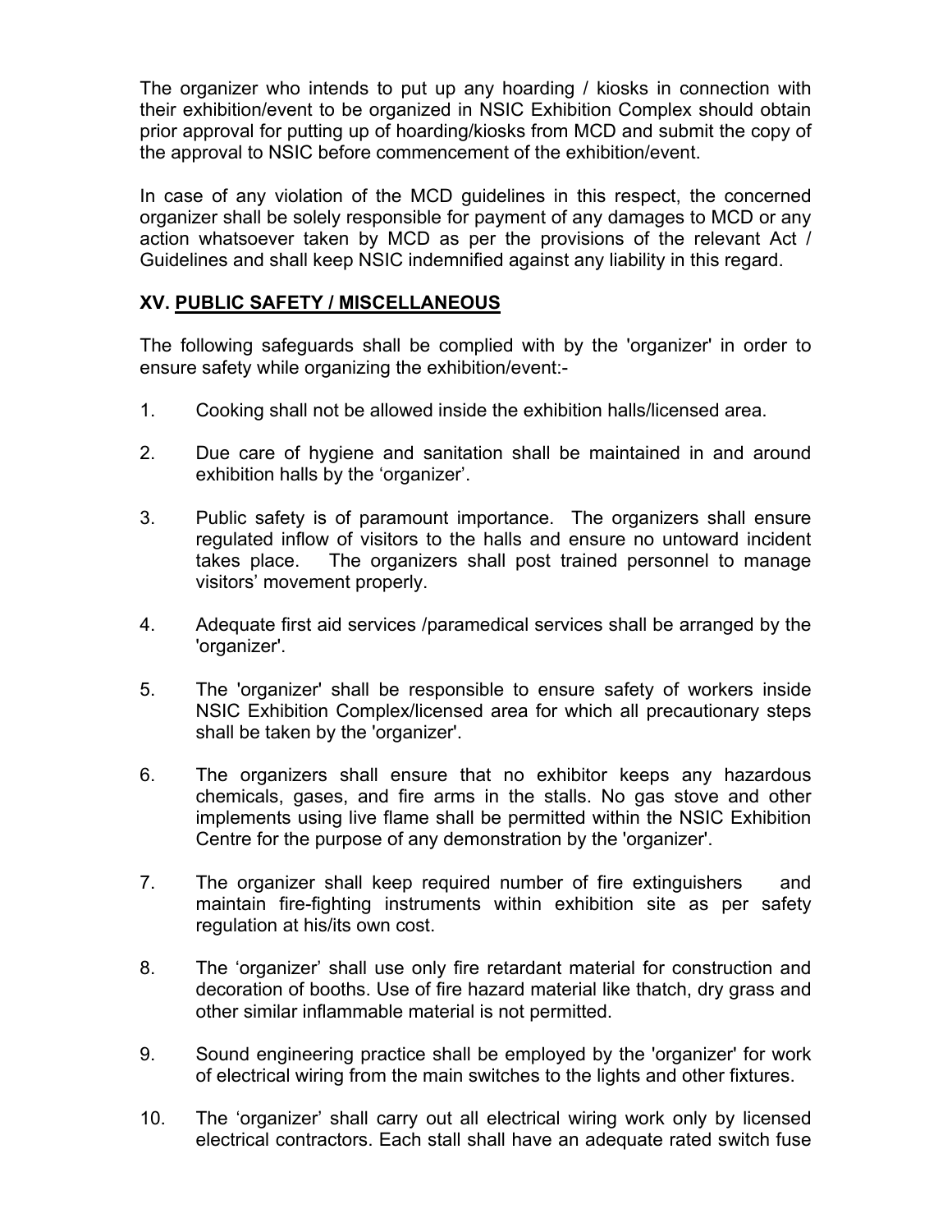The organizer who intends to put up any hoarding / kiosks in connection with their exhibition/event to be organized in NSIC Exhibition Complex should obtain prior approval for putting up of hoarding/kiosks from MCD and submit the copy of the approval to NSIC before commencement of the exhibition/event.

In case of any violation of the MCD guidelines in this respect, the concerned organizer shall be solely responsible for payment of any damages to MCD or any action whatsoever taken by MCD as per the provisions of the relevant Act / Guidelines and shall keep NSIC indemnified against any liability in this regard.

### XV. PUBLIC SAFETY / MISCELLANEOUS

The following safeguards shall be complied with by the 'organizer' in order to ensure safety while organizing the exhibition/event:-

1. Cooking shall not be allowed inside the exhibition halls/licensed area.

2. Due care of hygiene and sanitation shall be maintained in and around exhibition halls by the 'organizer'.

3. Public safety is of paramount importance. The organizers shall ensure regulated inflow of visitors to the halls and ensure no untoward incident takes place. The organizers shall post trained personnel to manage visitors' movement properly.

4. Adequate first aid services /paramedical services shall be arranged by the 'organizer'.

5. The 'organizer' shall be responsible to ensure safety of workers inside NSIC Exhibition Complex/licensed area for which all precautionary steps shall be taken by the 'organizer'.

6. The organizers shall ensure that no exhibitor keeps any hazardous chemicals, gases, and fire arms in the stalls. No gas stove and other implements using live flame shall be permitted within the NSIC Exhibition Centre for the purpose of any demonstration by the 'organizer'.

7. The organizer shall keep required number of fire extinguishers and maintain fire-fighting instruments within exhibition site as per safety regulation at his/its own cost.

8. The 'organizer' shall use only fire retardant material for construction and decoration of booths. Use of fire hazard material like thatch, dry grass and other similar inflammable material is not permitted.

9. Sound engineering practice shall be employed by the 'organizer' for work of electrical wiring from the main switches to the lights and other fixtures.

10. The 'organizer' shall carry out all electrical wiring work only by licensed electrical contractors. Each stall shall have an adequate rated switch fuse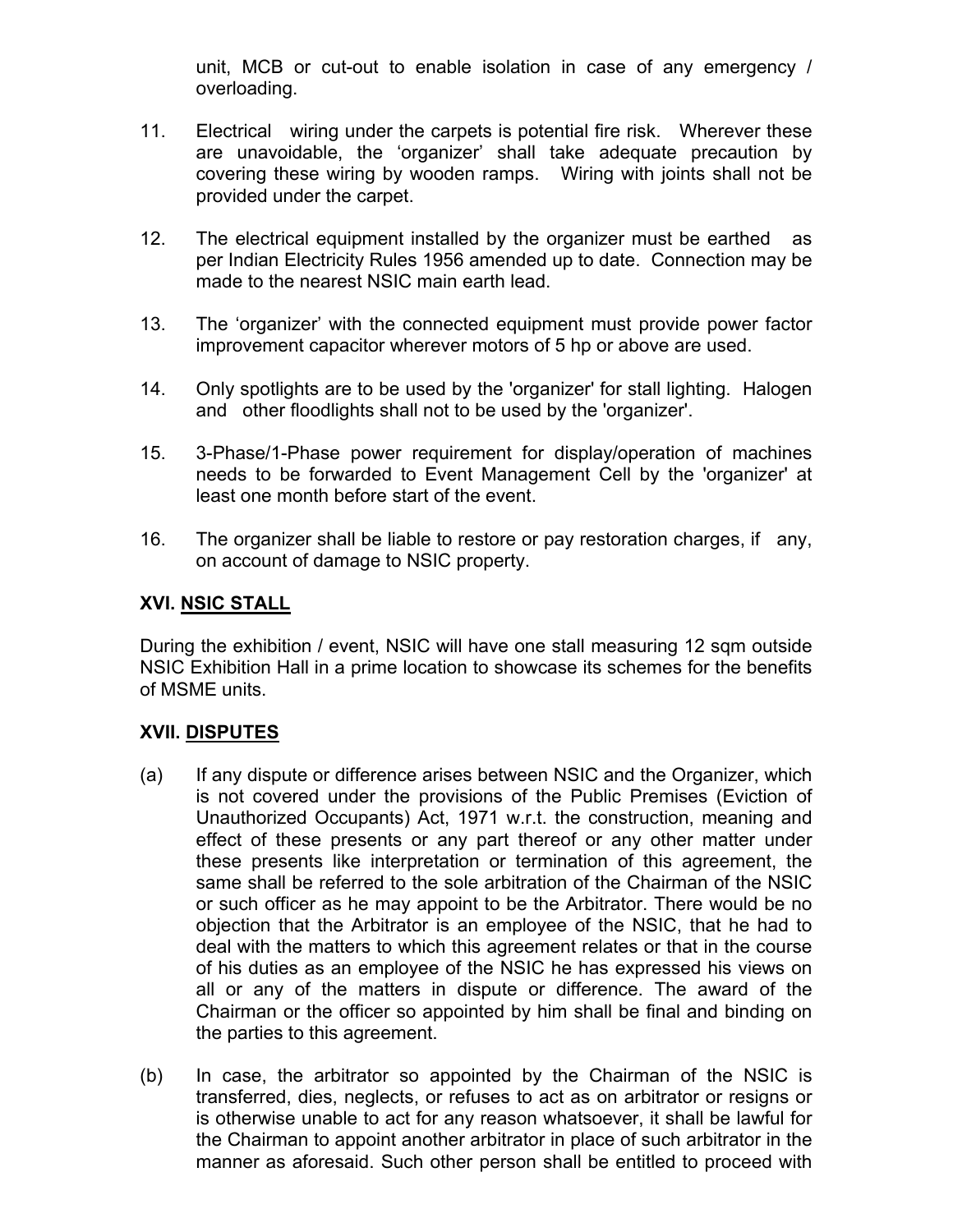unit, MCB or cut-out to enable isolation in case of any emergency / overloading.

11. Electrical wiring under the carpets is potential fire risk. Wherever these are unavoidable, the 'organizer' shall take adequate precaution by covering these wiring by wooden ramps. Wiring with joints shall not be provided under the carpet.

12. The electrical equipment installed by the organizer must be earthed as per Indian Electricity Rules 1956 amended up to date. Connection may be made to the nearest NSIC main earth lead.

13. The 'organizer' with the connected equipment must provide power factor improvement capacitor wherever motors of 5 hp or above are used.

14. Only spotlights are to be used by the 'organizer' for stall lighting. Halogen and other floodlights shall not to be used by the 'organizer'.

15. 3-Phase/1-Phase power requirement for display/operation of machines needs to be forwarded to Event Management Cell by the 'organizer' at least one month before start of the event.

16. The organizer shall be liable to restore or pay restoration charges, if any, on account of damage to NSIC property.

### XVI. NSIC STALL

During the exhibition / event, NSIC will have one stall measuring 12 sqm outside NSIC Exhibition Hall in a prime location to showcase its schemes for the benefits of MSME units.

### XVII. DISPUTES

(a) If any dispute or difference arises between NSIC and the Organizer, which is not covered under the provisions of the Public Premises (Eviction of Unauthorized Occupants) Act, 1971 w.r.t. the construction, meaning and effect of these presents or any part thereof or any other matter under these presents like interpretation or termination of this agreement, the same shall be referred to the sole arbitration of the Chairman of the NSIC or such officer as he may appoint to be the Arbitrator. There would be no objection that the Arbitrator is an employee of the NSIC, that he had to deal with the matters to which this agreement relates or that in the course of his duties as an employee of the NSIC he has expressed his views on all or any of the matters in dispute or difference. The award of the Chairman or the officer so appointed by him shall be final and binding on the parties to this agreement.

(b) In case, the arbitrator so appointed by the Chairman of the NSIC is transferred, dies, neglects, or refuses to act as on arbitrator or resigns or is otherwise unable to act for any reason whatsoever, it shall be lawful for the Chairman to appoint another arbitrator in place of such arbitrator in the manner as aforesaid. Such other person shall be entitled to proceed with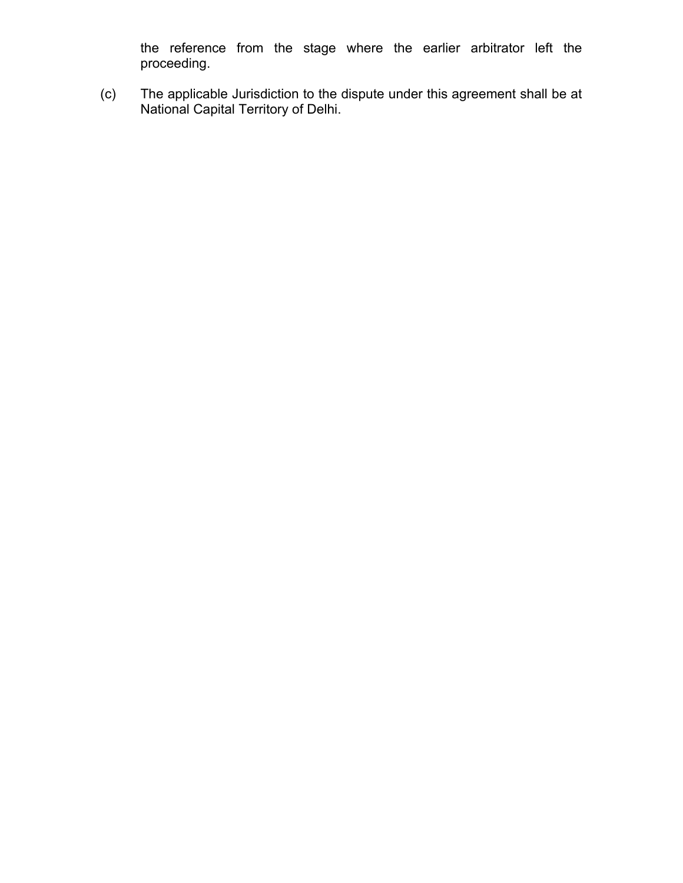the reference from the stage where the earlier arbitrator left the proceeding.

(c) The applicable Jurisdiction to the dispute under this agreement shall be at National Capital Territory of Delhi.